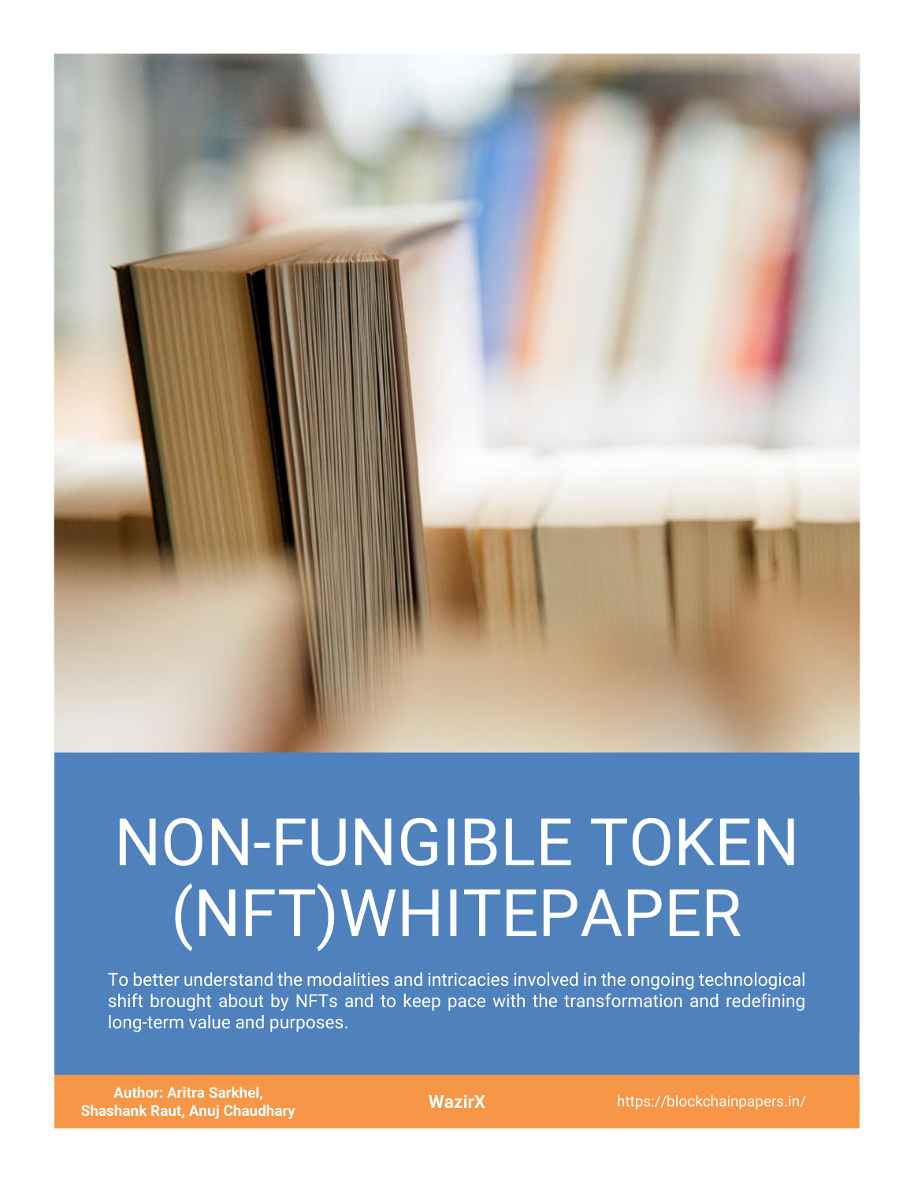# NON-FUNGIBLE TOKEN (NFT)WHITEPAPER

To better understand the modalities and intricacies involved in the ongoing technological shift brought about by NFTs and to keep pace with the transformation and redefining long-term value and purposes.

**Author: Aritra Sarkhel, Shashank Raut, Anuj Chaudhary**

**WazirX**

https://blockchainpapers.in/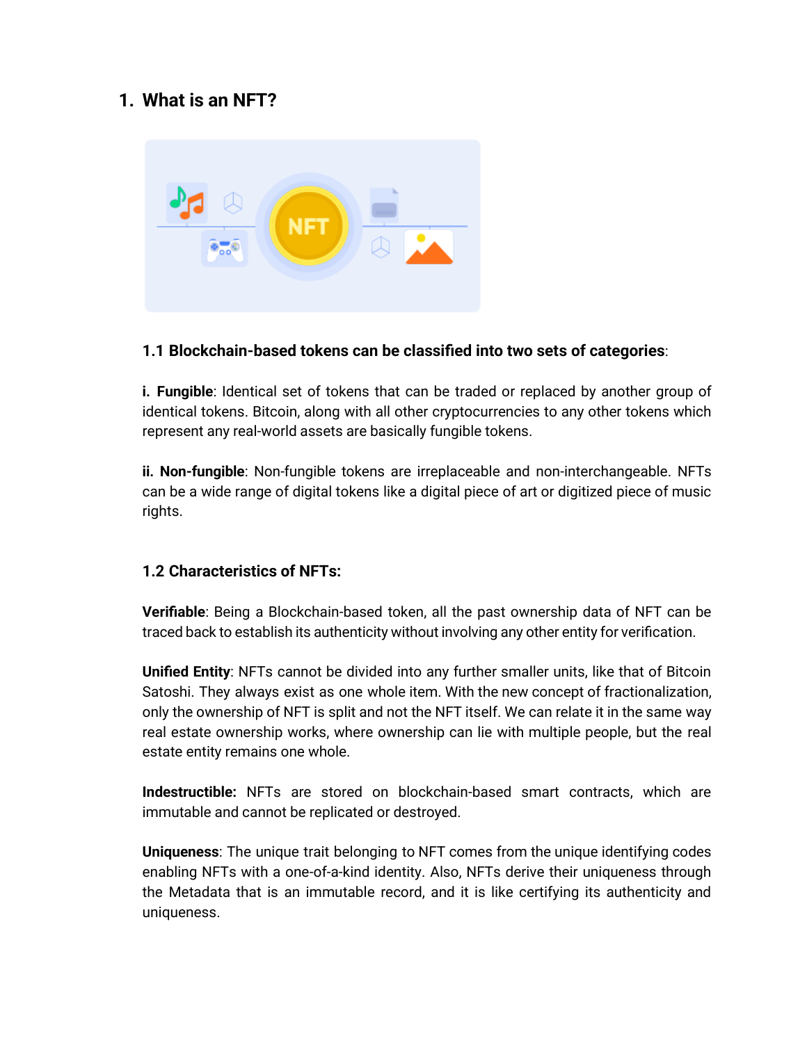## 1. What is an NFT?

### 1.1 Blockchain-based tokens can be classified into two sets of categories:

**i. Fungible**: Identical set of tokens that can be traded or replaced by another group of identical tokens. Bitcoin, along with all other cryptocurrencies to any other tokens which represent any real-world assets are basically fungible tokens.

**ii. Non-fungible**: Non-fungible tokens are irreplaceable and non-interchangeable. NFTs can be a wide range of digital tokens like a digital piece of art or digitized piece of music rights.

### 1.2 Characteristics of NFTs:

**Verifiable**: Being a Blockchain-based token, all the past ownership data of NFT can be traced back to establish its authenticity without involving any other entity for verification.

**Unified Entity**: NFTs cannot be divided into any further smaller units, like that of Bitcoin Satoshi. They always exist as one whole item. With the new concept of fractionalization, only the ownership of NFT is split and not the NFT itself. We can relate it in the same way real estate ownership works, where ownership can lie with multiple people, but the real estate entity remains one whole.

**Indestructible:** NFTs are stored on blockchain-based smart contracts, which are immutable and cannot be replicated or destroyed.

**Uniqueness**: The unique trait belonging to NFT comes from the unique identifying codes enabling NFTs with a one-of-a-kind identity. Also, NFTs derive their uniqueness through the Metadata that is an immutable record, and it is like certifying its authenticity and uniqueness.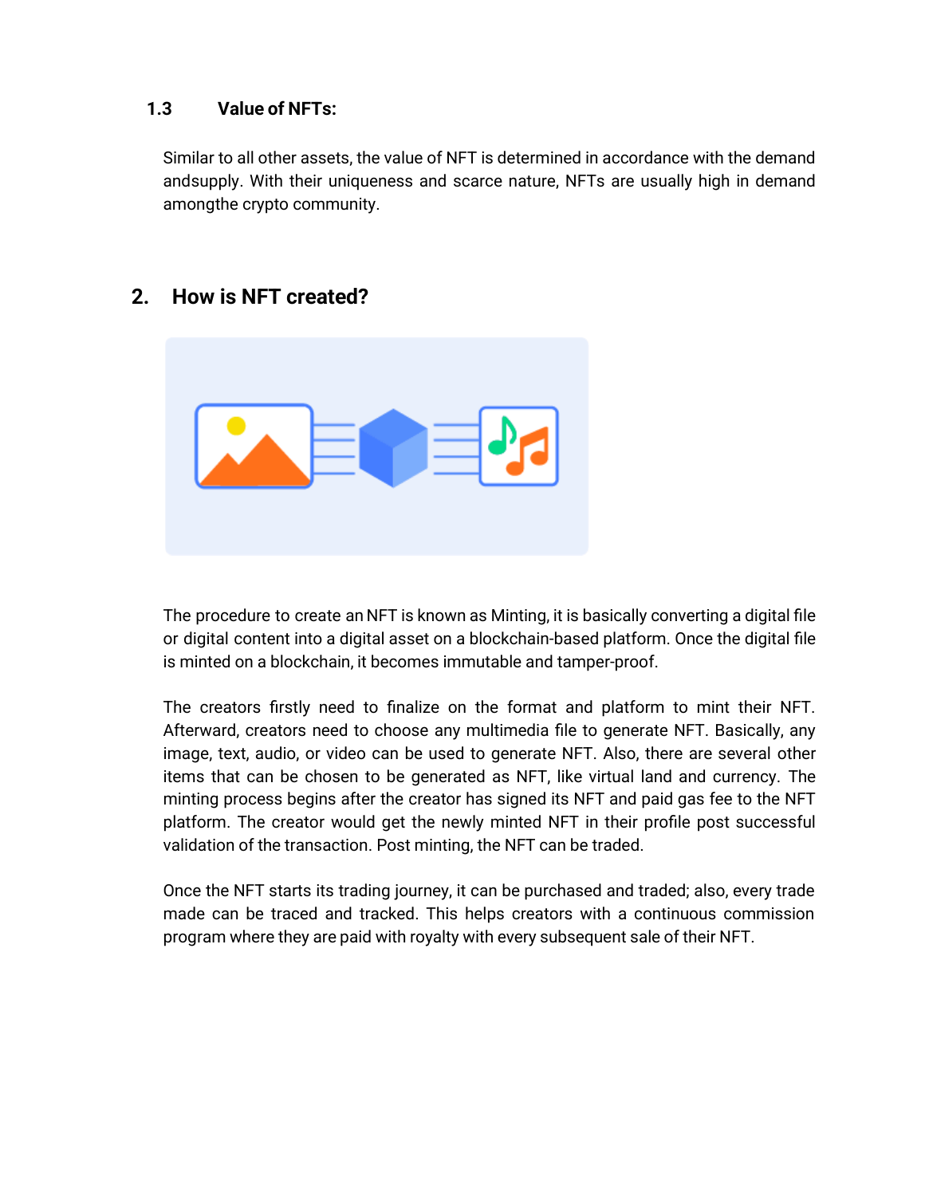### 1.3 Value of NFTs:

Similar to all other assets, the value of NFT is determined in accordance with the demand andsupply. With their uniqueness and scarce nature, NFTs are usually high in demand amongthe crypto community.

## 2. How is NFT created?

The procedure to create an NFT is known as Minting, it is basically converting a digital file or digital content into a digital asset on a blockchain-based platform. Once the digital file is minted on a blockchain, it becomes immutable and tamper-proof.

The creators firstly need to finalize on the format and platform to mint their NFT. Afterward, creators need to choose any multimedia file to generate NFT. Basically, any image, text, audio, or video can be used to generate NFT. Also, there are several other items that can be chosen to be generated as NFT, like virtual land and currency. The minting process begins after the creator has signed its NFT and paid gas fee to the NFT platform. The creator would get the newly minted NFT in their profile post successful validation of the transaction. Post minting, the NFT can be traded.

Once the NFT starts its trading journey, it can be purchased and traded; also, every trade made can be traced and tracked. This helps creators with a continuous commission program where they are paid with royalty with every subsequent sale of their NFT.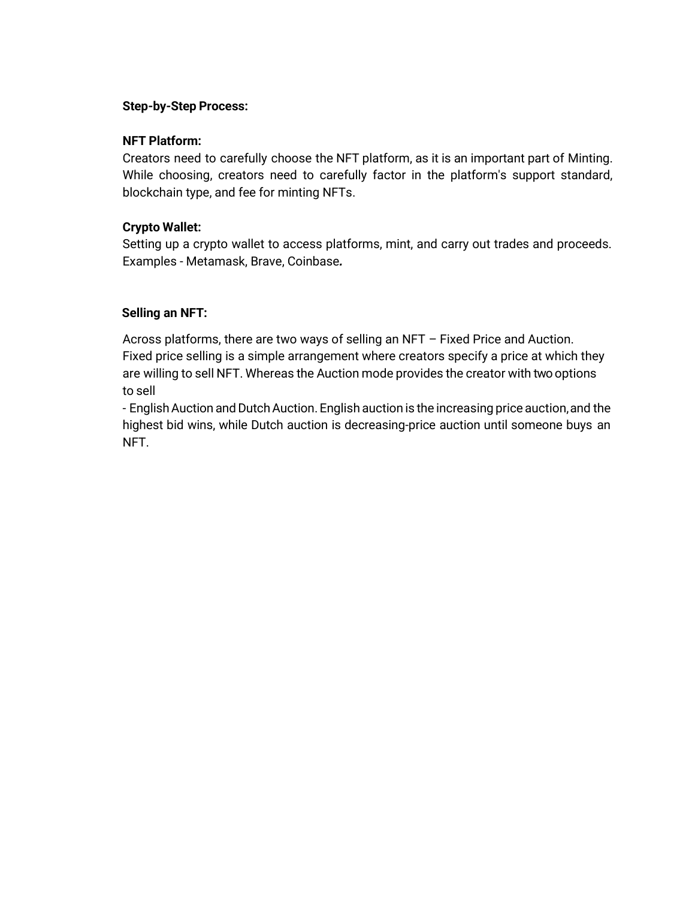**Step-by-Step Process:**

**NFT Platform:**

Creators need to carefully choose the NFT platform, as it is an important part of Minting. While choosing, creators need to carefully factor in the platform's support standard, blockchain type, and fee for minting NFTs.

**Crypto Wallet:**

Setting up a crypto wallet to access platforms, mint, and carry out trades and proceeds. Examples - Metamask, Brave, Coinbase***.***

**Selling an NFT:**

Across platforms, there are two ways of selling an NFT – Fixed Price and Auction. Fixed price selling is a simple arrangement where creators specify a price at which they are willing to sell NFT. Whereas the Auction mode provides the creator with two options to sell

- English Auction and Dutch Auction. English auction is the increasing price auction, and the highest bid wins, while Dutch auction is decreasing-price auction until someone buys an NFT.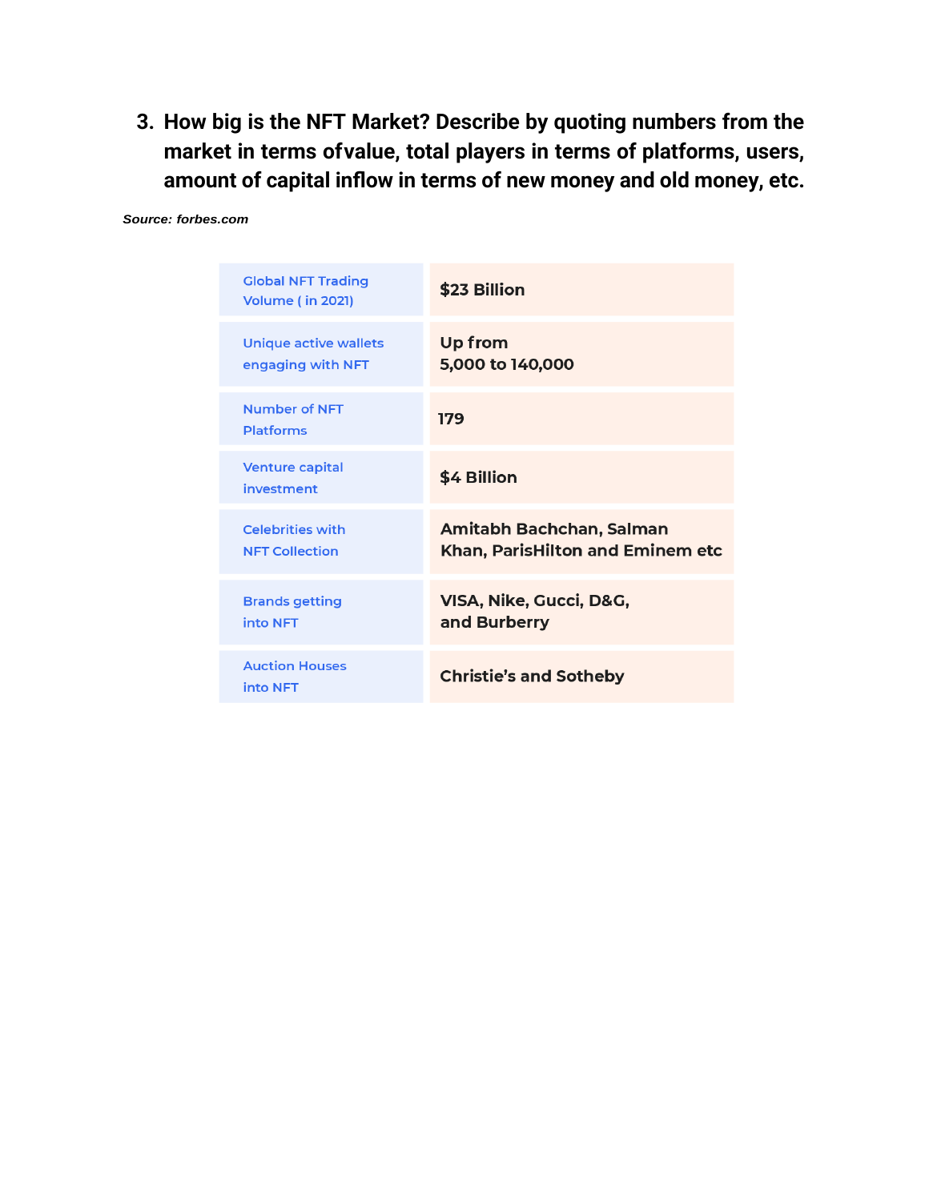3. **How big is the NFT Market? Describe by quoting numbers from the market in terms ofvalue, total players in terms of platforms, users, amount of capital inflow in terms of new money and old money, etc.**

***Source: forbes.com***

| | |
|---|---|
| Global NFT Trading Volume ( in 2021) | **$23 Billion** |
| Unique active wallets engaging with NFT | **Up from 5,000 to 140,000** |
| Number of NFT Platforms | **179** |
| Venture capital investment | **$4 Billion** |
| Celebrities with NFT Collection | **Amitabh Bachchan, Salman Khan, ParisHilton and Eminem etc** |
| Brands getting into NFT | **VISA, Nike, Gucci, D&G, and Burberry** |
| Auction Houses into NFT | **Christie's and Sotheby** |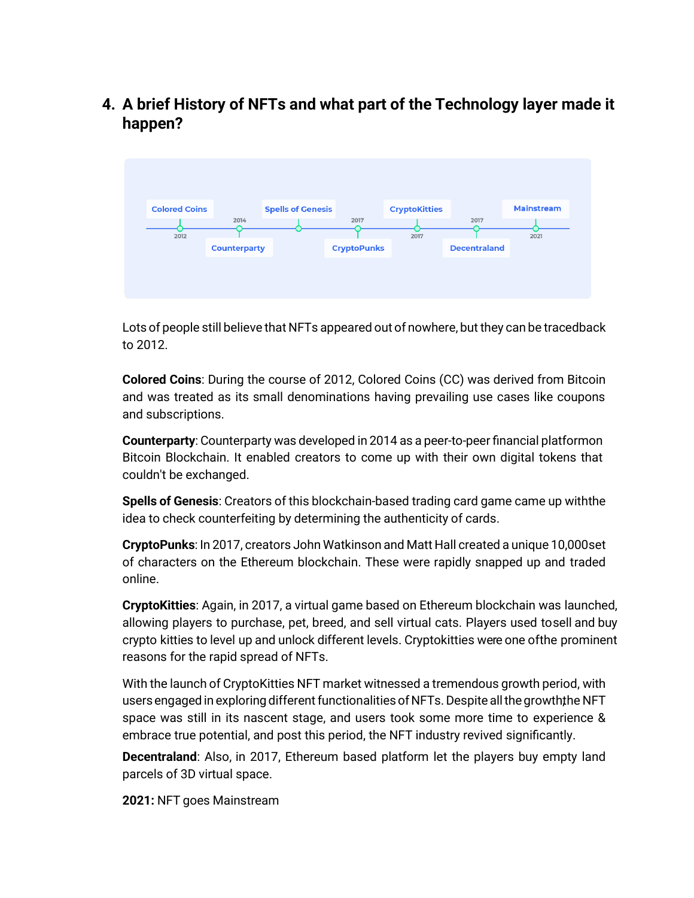## 4. A brief History of NFTs and what part of the Technology layer made it happen?

Colored Coins — 2012
Counterparty — 2014
Spells of Genesis
CryptoPunks — 2017
CryptoKitties — 2017
Decentraland — 2017
Mainstream — 2021

Lots of people still believe that NFTs appeared out of nowhere, but they can be tracedback to 2012.

**Colored Coins**: During the course of 2012, Colored Coins (CC) was derived from Bitcoin and was treated as its small denominations having prevailing use cases like coupons and subscriptions.

**Counterparty**: Counterparty was developed in 2014 as a peer-to-peer financial platformon Bitcoin Blockchain. It enabled creators to come up with their own digital tokens that couldn't be exchanged.

**Spells of Genesis**: Creators of this blockchain-based trading card game came up withthe idea to check counterfeiting by determining the authenticity of cards.

**CryptoPunks**: In 2017, creators John Watkinson and Matt Hall created a unique 10,000set of characters on the Ethereum blockchain. These were rapidly snapped up and traded online.

**CryptoKitties**: Again, in 2017, a virtual game based on Ethereum blockchain was launched, allowing players to purchase, pet, breed, and sell virtual cats. Players used tosell and buy crypto kitties to level up and unlock different levels. Cryptokitties were one ofthe prominent reasons for the rapid spread of NFTs.

With the launch of CryptoKitties NFT market witnessed a tremendous growth period, with users engaged in exploring different functionalities of NFTs. Despite all the growth,the NFT space was still in its nascent stage, and users took some more time to experience & embrace true potential, and post this period, the NFT industry revived significantly.

**Decentraland**: Also, in 2017, Ethereum based platform let the players buy empty land parcels of 3D virtual space.

**2021:** NFT goes Mainstream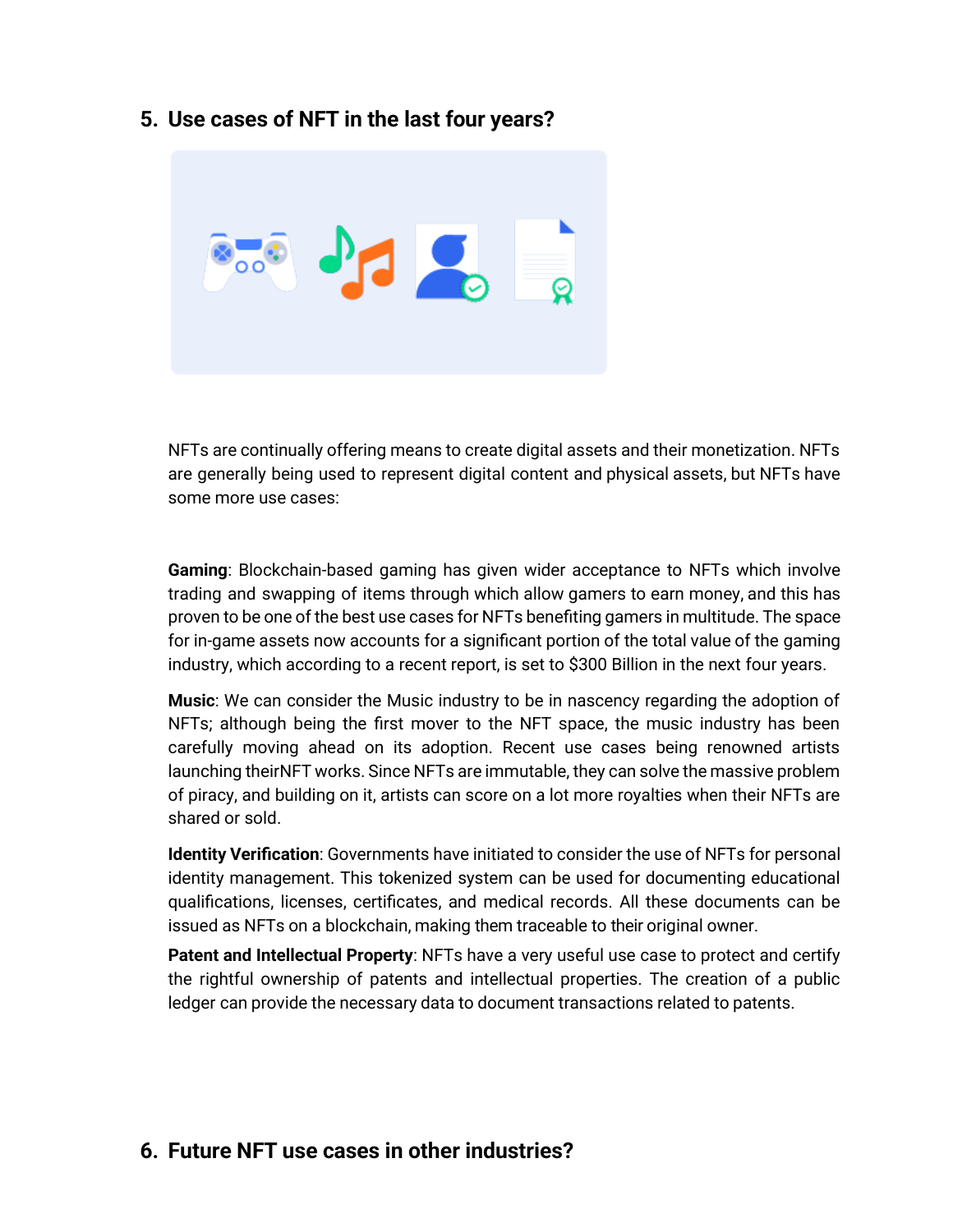## 5. Use cases of NFT in the last four years?

NFTs are continually offering means to create digital assets and their monetization. NFTs are generally being used to represent digital content and physical assets, but NFTs have some more use cases:

**Gaming**: Blockchain-based gaming has given wider acceptance to NFTs which involve trading and swapping of items through which allow gamers to earn money, and this has proven to be one of the best use cases for NFTs benefiting gamers in multitude. The space for in-game assets now accounts for a significant portion of the total value of the gaming industry, which according to a recent report, is set to $300 Billion in the next four years.

**Music**: We can consider the Music industry to be in nascency regarding the adoption of NFTs; although being the first mover to the NFT space, the music industry has been carefully moving ahead on its adoption. Recent use cases being renowned artists launching theirNFT works. Since NFTs are immutable, they can solve the massive problem of piracy, and building on it, artists can score on a lot more royalties when their NFTs are shared or sold.

**Identity Verification**: Governments have initiated to consider the use of NFTs for personal identity management. This tokenized system can be used for documenting educational qualifications, licenses, certificates, and medical records. All these documents can be issued as NFTs on a blockchain, making them traceable to their original owner.

**Patent and Intellectual Property**: NFTs have a very useful use case to protect and certify the rightful ownership of patents and intellectual properties. The creation of a public ledger can provide the necessary data to document transactions related to patents.

## 6. Future NFT use cases in other industries?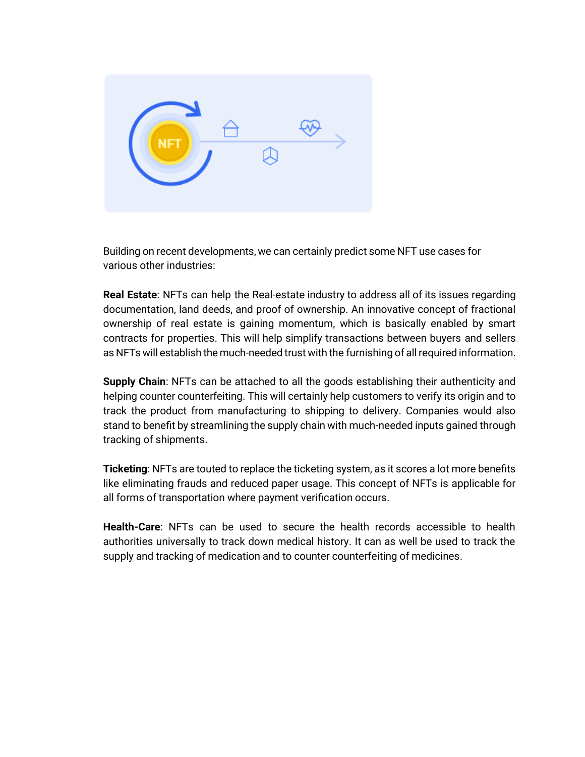Building on recent developments, we can certainly predict some NFT use cases for various other industries:

**Real Estate**: NFTs can help the Real-estate industry to address all of its issues regarding documentation, land deeds, and proof of ownership. An innovative concept of fractional ownership of real estate is gaining momentum, which is basically enabled by smart contracts for properties. This will help simplify transactions between buyers and sellers as NFTs will establish the much-needed trust with the furnishing of all required information.

**Supply Chain**: NFTs can be attached to all the goods establishing their authenticity and helping counter counterfeiting. This will certainly help customers to verify its origin and to track the product from manufacturing to shipping to delivery. Companies would also stand to benefit by streamlining the supply chain with much-needed inputs gained through tracking of shipments.

**Ticketing**: NFTs are touted to replace the ticketing system, as it scores a lot more benefits like eliminating frauds and reduced paper usage. This concept of NFTs is applicable for all forms of transportation where payment verification occurs.

**Health-Care**: NFTs can be used to secure the health records accessible to health authorities universally to track down medical history. It can as well be used to track the supply and tracking of medication and to counter counterfeiting of medicines.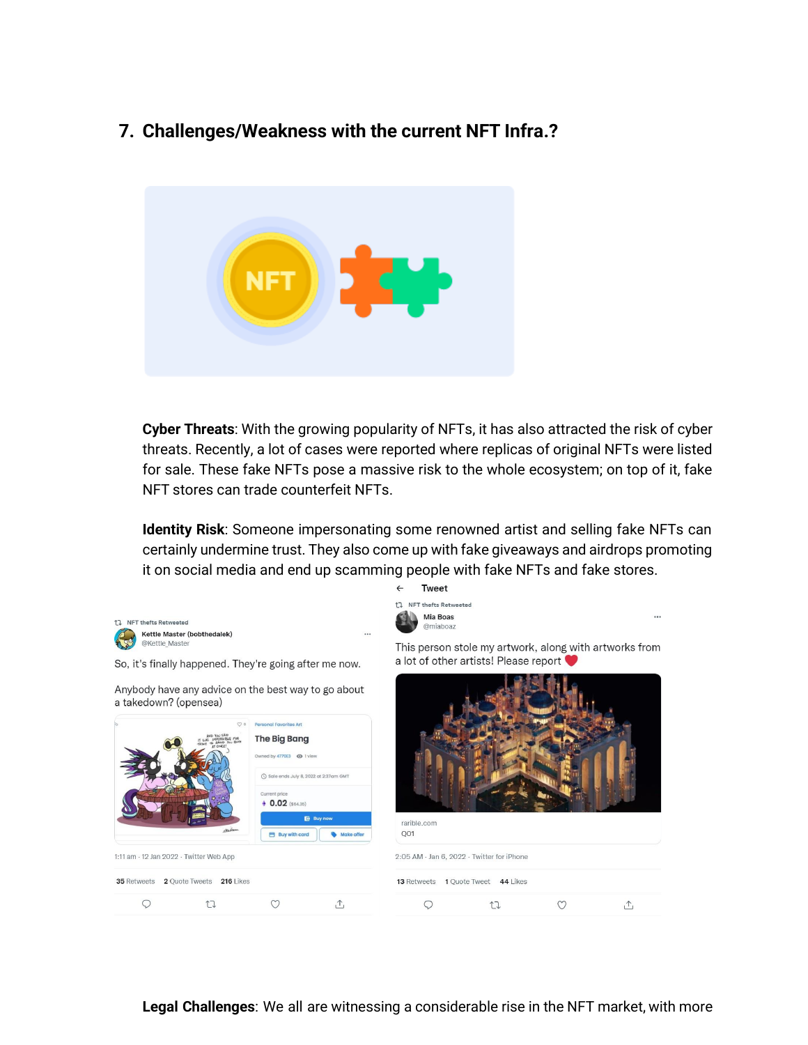## 7. Challenges/Weakness with the current NFT Infra.?

**Cyber Threats**: With the growing popularity of NFTs, it has also attracted the risk of cyber threats. Recently, a lot of cases were reported where replicas of original NFTs were listed for sale. These fake NFTs pose a massive risk to the whole ecosystem; on top of it, fake NFT stores can trade counterfeit NFTs.

**Identity Risk**: Someone impersonating some renowned artist and selling fake NFTs can certainly undermine trust. They also come up with fake giveaways and airdrops promoting it on social media and end up scamming people with fake NFTs and fake stores.

**Legal Challenges**: We all are witnessing a considerable rise in the NFT market, with more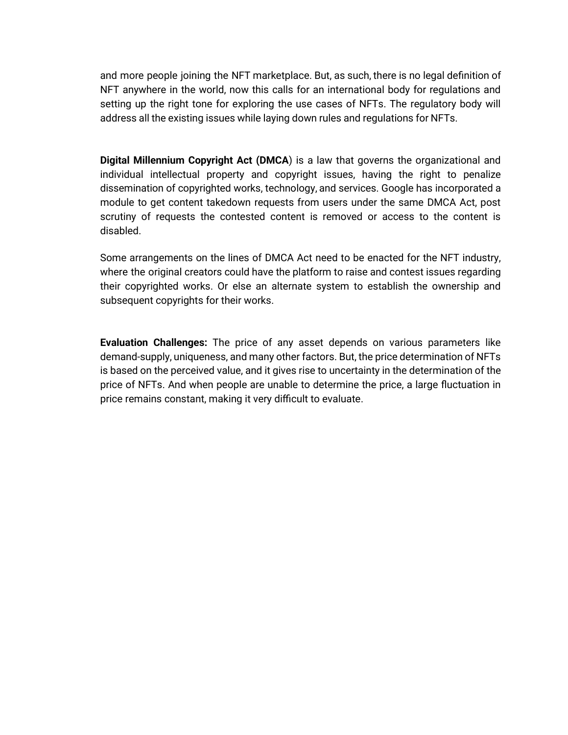and more people joining the NFT marketplace. But, as such, there is no legal definition of NFT anywhere in the world, now this calls for an international body for regulations and setting up the right tone for exploring the use cases of NFTs. The regulatory body will address all the existing issues while laying down rules and regulations for NFTs.

**Digital Millennium Copyright Act (DMCA**) is a law that governs the organizational and individual intellectual property and copyright issues, having the right to penalize dissemination of copyrighted works, technology, and services. Google has incorporated a module to get content takedown requests from users under the same DMCA Act, post scrutiny of requests the contested content is removed or access to the content is disabled.

Some arrangements on the lines of DMCA Act need to be enacted for the NFT industry, where the original creators could have the platform to raise and contest issues regarding their copyrighted works. Or else an alternate system to establish the ownership and subsequent copyrights for their works.

**Evaluation Challenges:** The price of any asset depends on various parameters like demand-supply, uniqueness, and many other factors. But, the price determination of NFTs is based on the perceived value, and it gives rise to uncertainty in the determination of the price of NFTs. And when people are unable to determine the price, a large fluctuation in price remains constant, making it very difficult to evaluate.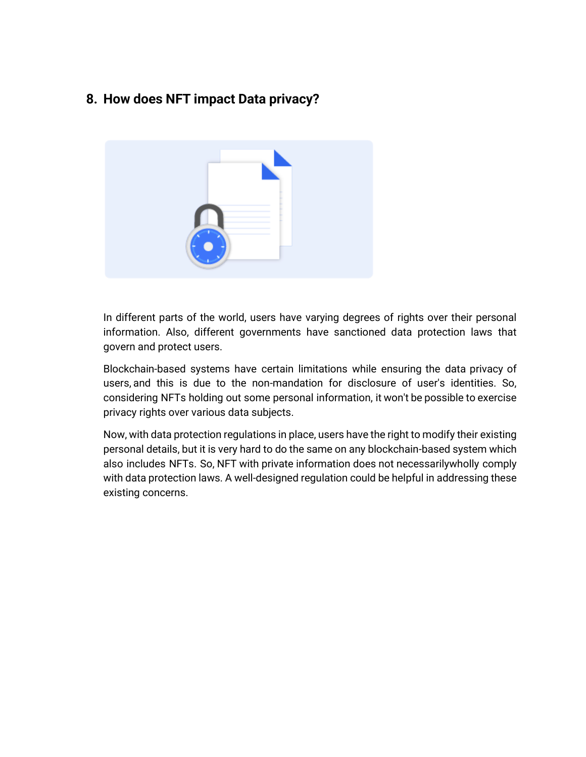## 8. How does NFT impact Data privacy?

In different parts of the world, users have varying degrees of rights over their personal information. Also, different governments have sanctioned data protection laws that govern and protect users.

Blockchain-based systems have certain limitations while ensuring the data privacy of users, and this is due to the non-mandation for disclosure of user's identities. So, considering NFTs holding out some personal information, it won't be possible to exercise privacy rights over various data subjects.

Now, with data protection regulations in place, users have the right to modify their existing personal details, but it is very hard to do the same on any blockchain-based system which also includes NFTs. So, NFT with private information does not necessarilywholly comply with data protection laws. A well-designed regulation could be helpful in addressing these existing concerns.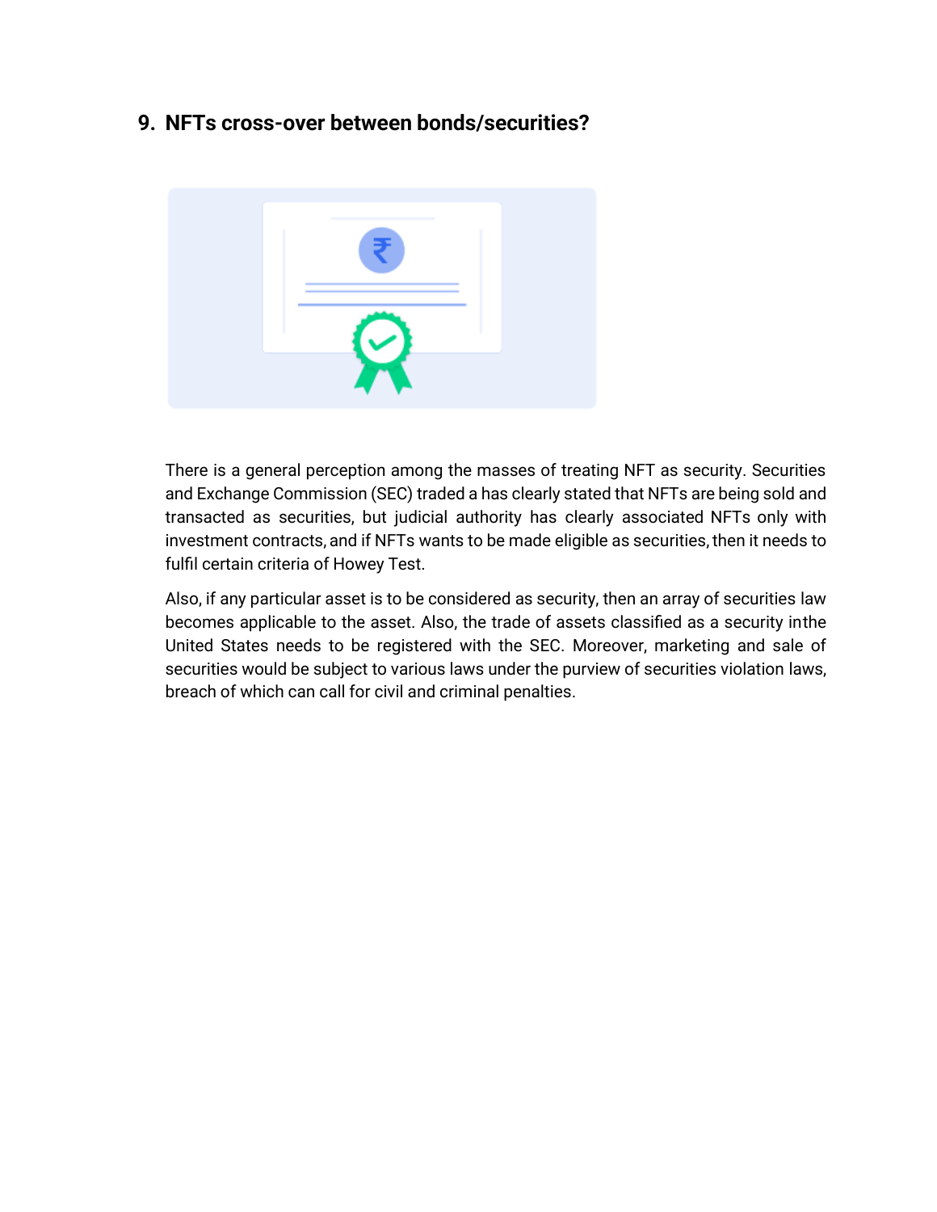## 9. NFTs cross-over between bonds/securities?

There is a general perception among the masses of treating NFT as security. Securities and Exchange Commission (SEC) traded a has clearly stated that NFTs are being sold and transacted as securities, but judicial authority has clearly associated NFTs only with investment contracts, and if NFTs wants to be made eligible as securities, then it needs to fulfil certain criteria of Howey Test.

Also, if any particular asset is to be considered as security, then an array of securities law becomes applicable to the asset. Also, the trade of assets classified as a security inthe United States needs to be registered with the SEC. Moreover, marketing and sale of securities would be subject to various laws under the purview of securities violation laws, breach of which can call for civil and criminal penalties.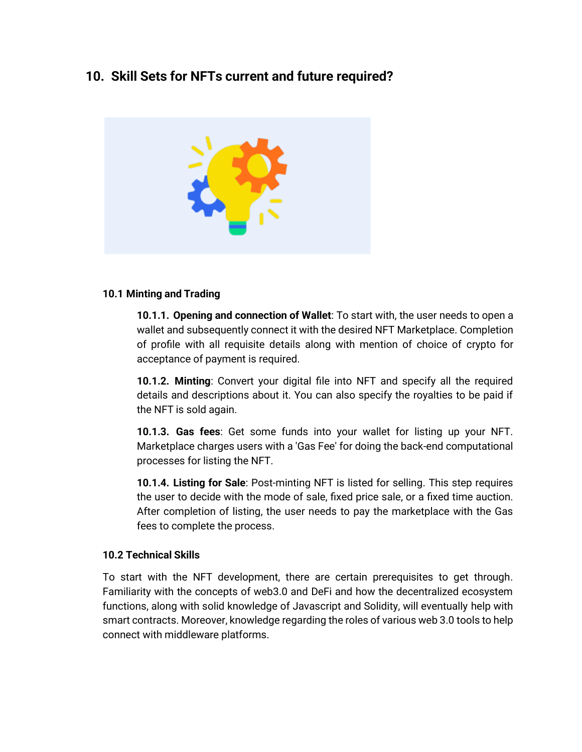## 10. Skill Sets for NFTs current and future required?

### 10.1 Minting and Trading

**10.1.1. Opening and connection of Wallet**: To start with, the user needs to open a wallet and subsequently connect it with the desired NFT Marketplace. Completion of profile with all requisite details along with mention of choice of crypto for acceptance of payment is required.

**10.1.2. Minting**: Convert your digital file into NFT and specify all the required details and descriptions about it. You can also specify the royalties to be paid if the NFT is sold again.

**10.1.3. Gas fees**: Get some funds into your wallet for listing up your NFT. Marketplace charges users with a 'Gas Fee' for doing the back-end computational processes for listing the NFT.

**10.1.4. Listing for Sale**: Post-minting NFT is listed for selling. This step requires the user to decide with the mode of sale, fixed price sale, or a fixed time auction. After completion of listing, the user needs to pay the marketplace with the Gas fees to complete the process.

### 10.2 Technical Skills

To start with the NFT development, there are certain prerequisites to get through. Familiarity with the concepts of web3.0 and DeFi and how the decentralized ecosystem functions, along with solid knowledge of Javascript and Solidity, will eventually help with smart contracts. Moreover, knowledge regarding the roles of various web 3.0 tools to help connect with middleware platforms.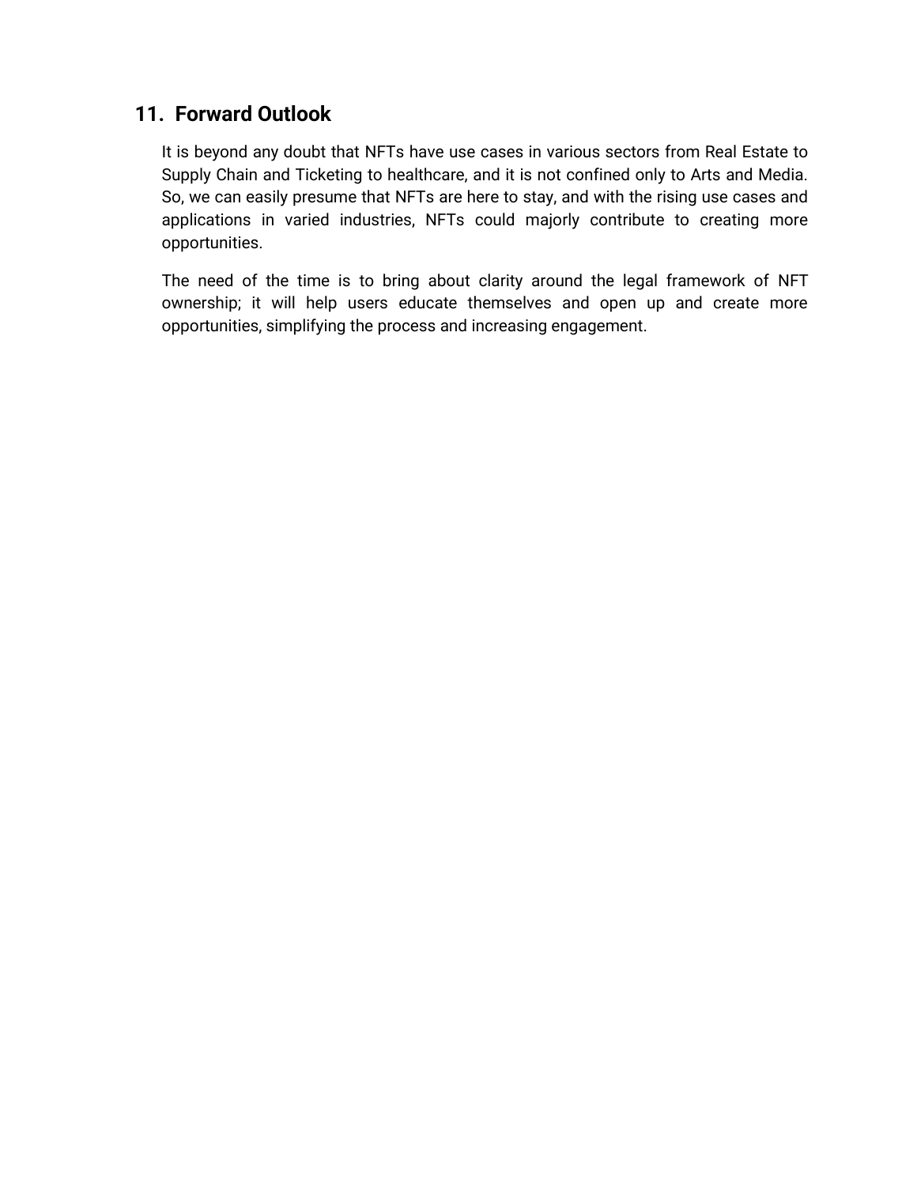## 11. Forward Outlook

It is beyond any doubt that NFTs have use cases in various sectors from Real Estate to Supply Chain and Ticketing to healthcare, and it is not confined only to Arts and Media. So, we can easily presume that NFTs are here to stay, and with the rising use cases and applications in varied industries, NFTs could majorly contribute to creating more opportunities.

The need of the time is to bring about clarity around the legal framework of NFT ownership; it will help users educate themselves and open up and create more opportunities, simplifying the process and increasing engagement.